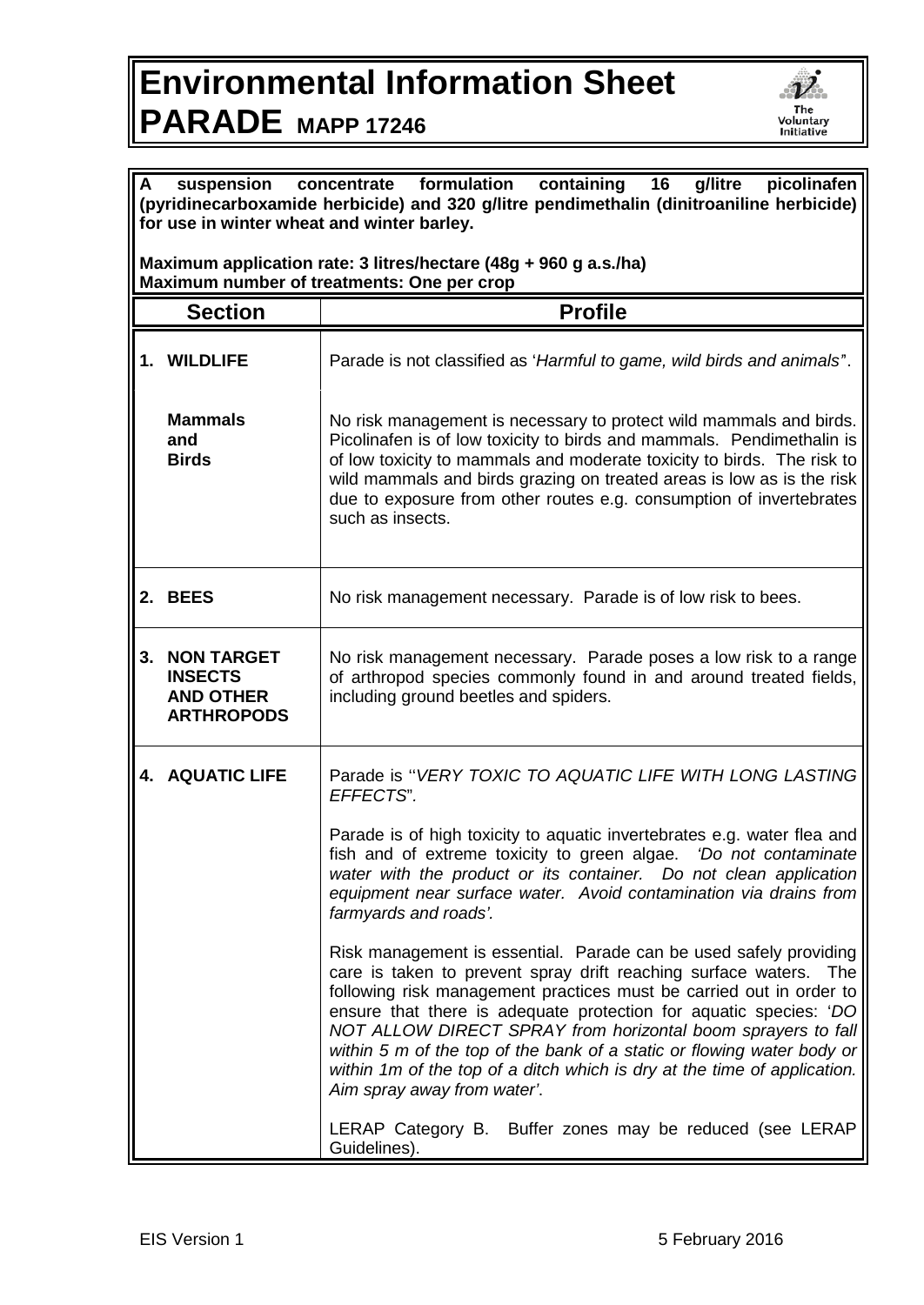# Environmental Information Sheet

# PARADE MAPP 17246

The Voluntary Initiative

**A suspension concentrate formulation containing 16 g/litre picolinafen (pyridinecarboxamide herbicide) and 320 g/litre pendimethalin (dinitroaniline herbicide) for use in winter wheat and winter barley.**

**Maximum application rate: 3 litres/hectare (48g + 960 g a.s./ha)**
**Maximum number of treatments: One per crop**

| Section | Profile |
|---|---|
| **1. WILDLIFE** | Parade is not classified as '*Harmful to game, wild birds and animals*". |
| **Mammals and Birds** | No risk management is necessary to protect wild mammals and birds. Picolinafen is of low toxicity to birds and mammals. Pendimethalin is of low toxicity to mammals and moderate toxicity to birds. The risk to wild mammals and birds grazing on treated areas is low as is the risk due to exposure from other routes e.g. consumption of invertebrates such as insects. |
| **2. BEES** | No risk management necessary. Parade is of low risk to bees. |
| **3. NON TARGET INSECTS AND OTHER ARTHROPODS** | No risk management necessary. Parade poses a low risk to a range of arthropod species commonly found in and around treated fields, including ground beetles and spiders. |
| **4. AQUATIC LIFE** | Parade is ''*VERY TOXIC TO AQUATIC LIFE WITH LONG LASTING EFFECTS*".<br><br>Parade is of high toxicity to aquatic invertebrates e.g. water flea and fish and of extreme toxicity to green algae. *'Do not contaminate water with the product or its container. Do not clean application equipment near surface water. Avoid contamination via drains from farmyards and roads'.*<br><br>Risk management is essential. Parade can be used safely providing care is taken to prevent spray drift reaching surface waters. The following risk management practices must be carried out in order to ensure that there is adequate protection for aquatic species: '*DO NOT ALLOW DIRECT SPRAY from horizontal boom sprayers to fall within 5 m of the top of the bank of a static or flowing water body or within 1m of the top of a ditch which is dry at the time of application. Aim spray away from water'*.<br><br>LERAP Category B. Buffer zones may be reduced (see LERAP Guidelines). |

EIS Version 1 5 February 2016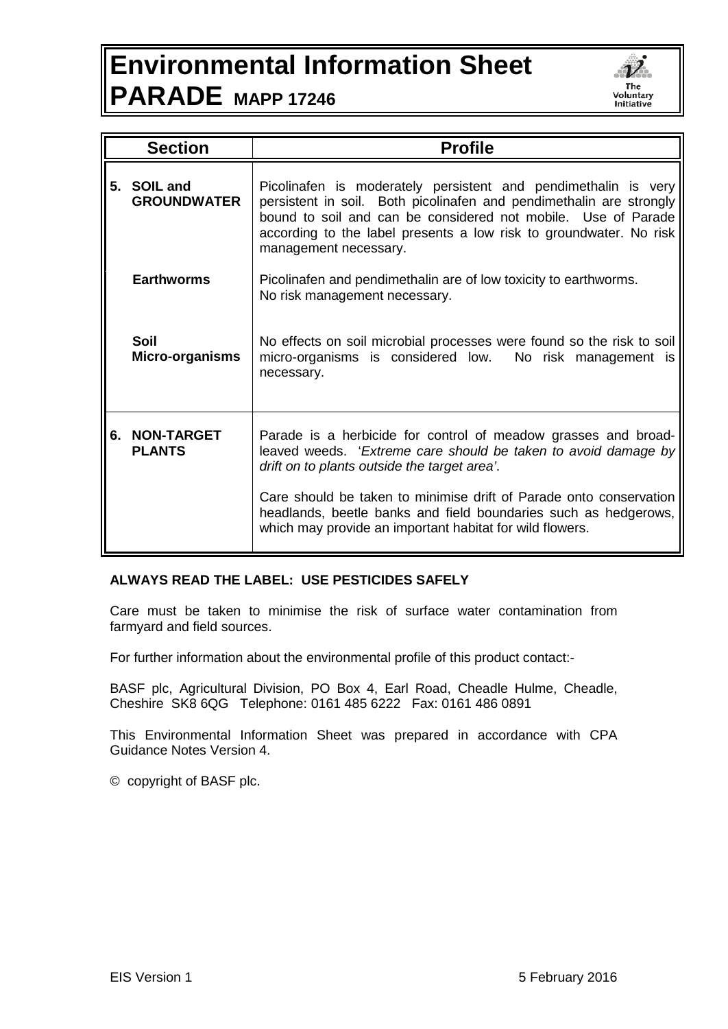# Environmental Information Sheet
# PARADE MAPP 17246

| Section | Profile |
|---|---|
| **5. SOIL and GROUNDWATER** | Picolinafen is moderately persistent and pendimethalin is very persistent in soil. Both picolinafen and pendimethalin are strongly bound to soil and can be considered not mobile. Use of Parade according to the label presents a low risk to groundwater. No risk management necessary. |
| **Earthworms** | Picolinafen and pendimethalin are of low toxicity to earthworms. No risk management necessary. |
| **Soil Micro-organisms** | No effects on soil microbial processes were found so the risk to soil micro-organisms is considered low. No risk management is necessary. |
| **6. NON-TARGET PLANTS** | Parade is a herbicide for control of meadow grasses and broad-leaved weeds. '*Extreme care should be taken to avoid damage by drift on to plants outside the target area*'.<br><br>Care should be taken to minimise drift of Parade onto conservation headlands, beetle banks and field boundaries such as hedgerows, which may provide an important habitat for wild flowers. |

**ALWAYS READ THE LABEL: USE PESTICIDES SAFELY**

Care must be taken to minimise the risk of surface water contamination from farmyard and field sources.

For further information about the environmental profile of this product contact:-

BASF plc, Agricultural Division, PO Box 4, Earl Road, Cheadle Hulme, Cheadle, Cheshire SK8 6QG Telephone: 0161 485 6222 Fax: 0161 486 0891

This Environmental Information Sheet was prepared in accordance with CPA Guidance Notes Version 4.

© copyright of BASF plc.

EIS Version 1 5 February 2016